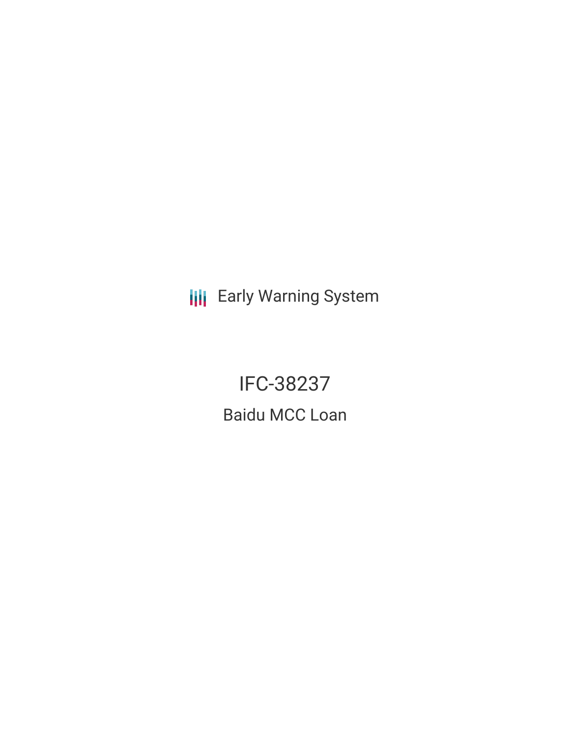Early Warning System

# IFC-38237

## Baidu MCC Loan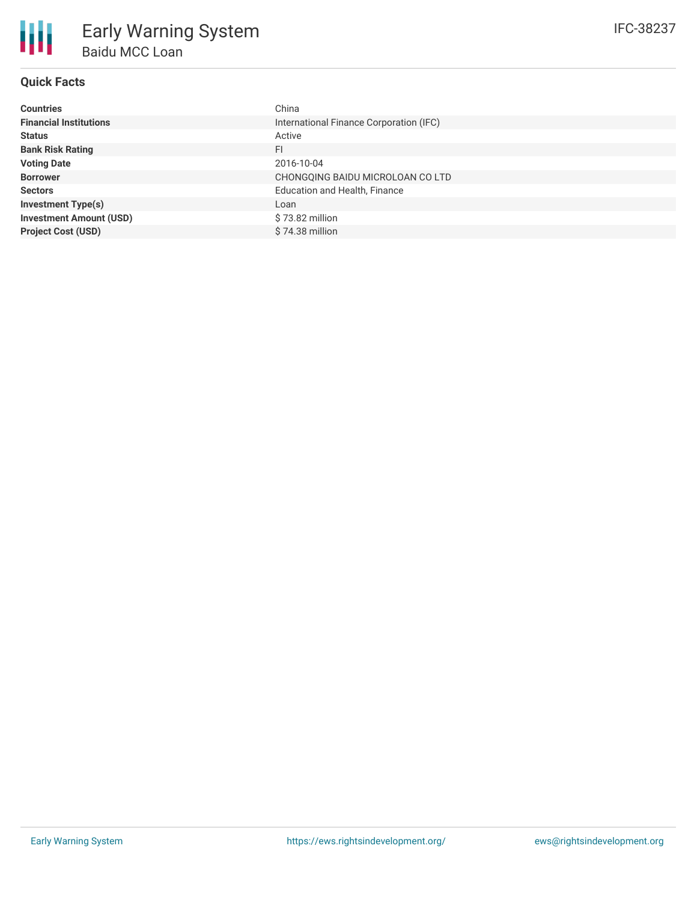# Early Warning System

## Baidu MCC Loan

IFC-38237

### Quick Facts

| | |
|---|---|
| **Countries** | China |
| **Financial Institutions** | International Finance Corporation (IFC) |
| **Status** | Active |
| **Bank Risk Rating** | FI |
| **Voting Date** | 2016-10-04 |
| **Borrower** | CHONGQING BAIDU MICROLOAN CO LTD |
| **Sectors** | Education and Health, Finance |
| **Investment Type(s)** | Loan |
| **Investment Amount (USD)** | $ 73.82 million |
| **Project Cost (USD)** | $ 74.38 million |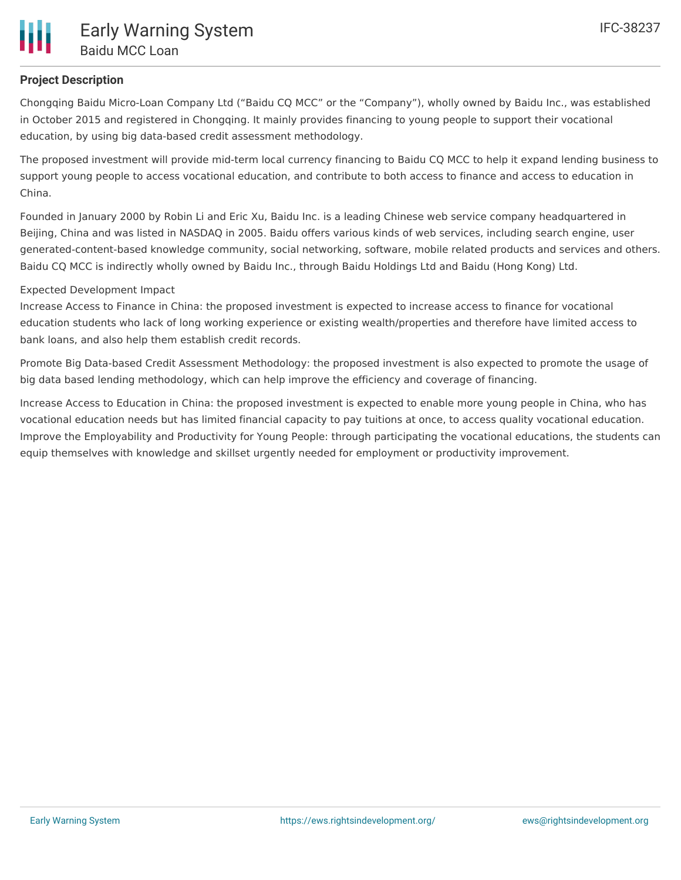## Project Description

Chongqing Baidu Micro-Loan Company Ltd ("Baidu CQ MCC" or the "Company"), wholly owned by Baidu Inc., was established in October 2015 and registered in Chongqing. It mainly provides financing to young people to support their vocational education, by using big data-based credit assessment methodology.

The proposed investment will provide mid-term local currency financing to Baidu CQ MCC to help it expand lending business to support young people to access vocational education, and contribute to both access to finance and access to education in China.

Founded in January 2000 by Robin Li and Eric Xu, Baidu Inc. is a leading Chinese web service company headquartered in Beijing, China and was listed in NASDAQ in 2005. Baidu offers various kinds of web services, including search engine, user generated-content-based knowledge community, social networking, software, mobile related products and services and others. Baidu CQ MCC is indirectly wholly owned by Baidu Inc., through Baidu Holdings Ltd and Baidu (Hong Kong) Ltd.

Expected Development Impact

Increase Access to Finance in China: the proposed investment is expected to increase access to finance for vocational education students who lack of long working experience or existing wealth/properties and therefore have limited access to bank loans, and also help them establish credit records.

Promote Big Data-based Credit Assessment Methodology: the proposed investment is also expected to promote the usage of big data based lending methodology, which can help improve the efficiency and coverage of financing.

Increase Access to Education in China: the proposed investment is expected to enable more young people in China, who has vocational education needs but has limited financial capacity to pay tuitions at once, to access quality vocational education. Improve the Employability and Productivity for Young People: through participating the vocational educations, the students can equip themselves with knowledge and skillset urgently needed for employment or productivity improvement.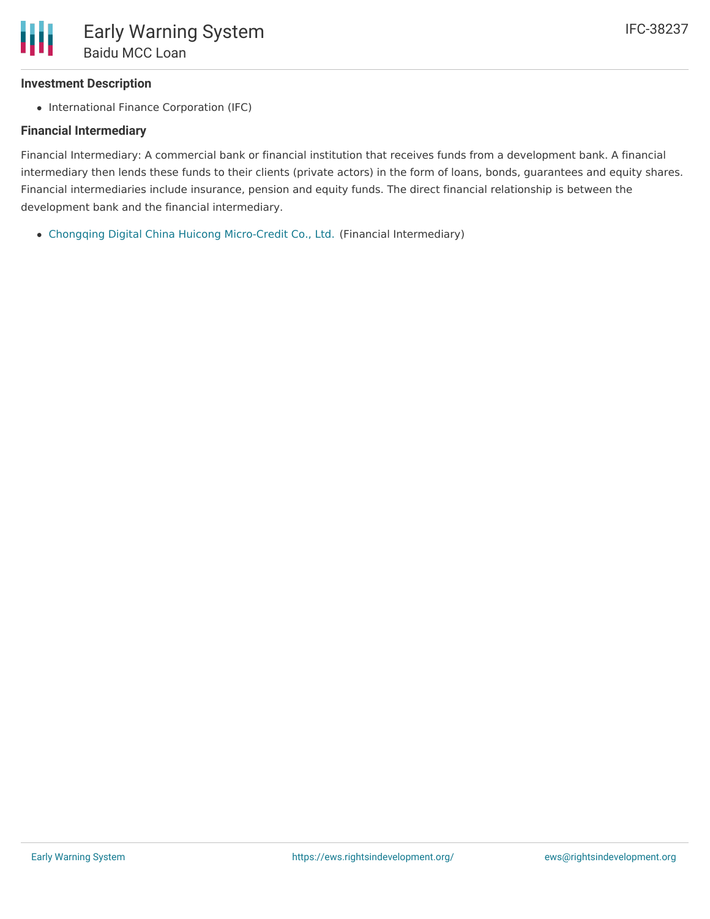### Investment Description

- International Finance Corporation (IFC)

### Financial Intermediary

Financial Intermediary: A commercial bank or financial institution that receives funds from a development bank. A financial intermediary then lends these funds to their clients (private actors) in the form of loans, bonds, guarantees and equity shares. Financial intermediaries include insurance, pension and equity funds. The direct financial relationship is between the development bank and the financial intermediary.

- Chongqing Digital China Huicong Micro-Credit Co., Ltd. (Financial Intermediary)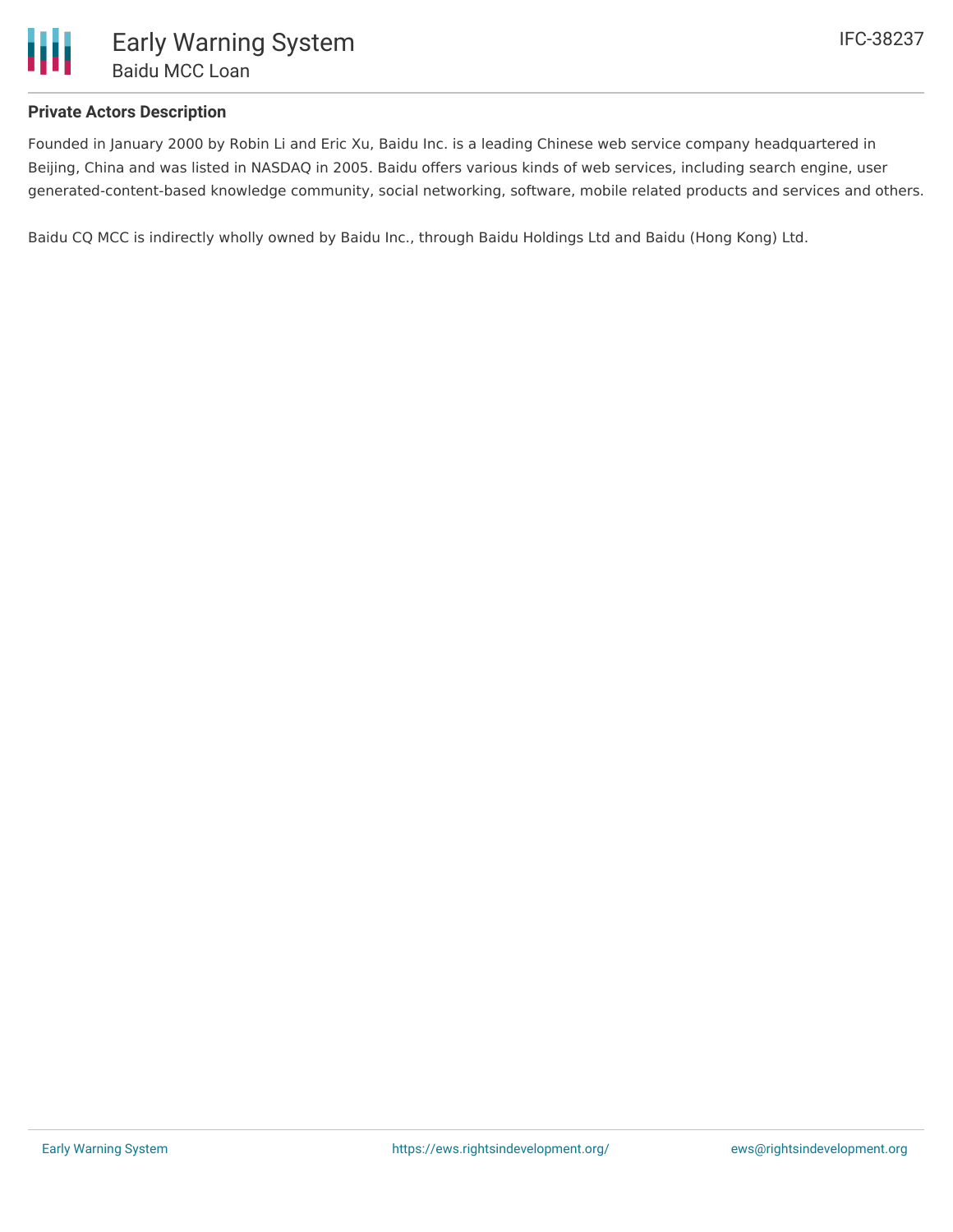**Private Actors Description**

Founded in January 2000 by Robin Li and Eric Xu, Baidu Inc. is a leading Chinese web service company headquartered in Beijing, China and was listed in NASDAQ in 2005. Baidu offers various kinds of web services, including search engine, user generated-content-based knowledge community, social networking, software, mobile related products and services and others.

Baidu CQ MCC is indirectly wholly owned by Baidu Inc., through Baidu Holdings Ltd and Baidu (Hong Kong) Ltd.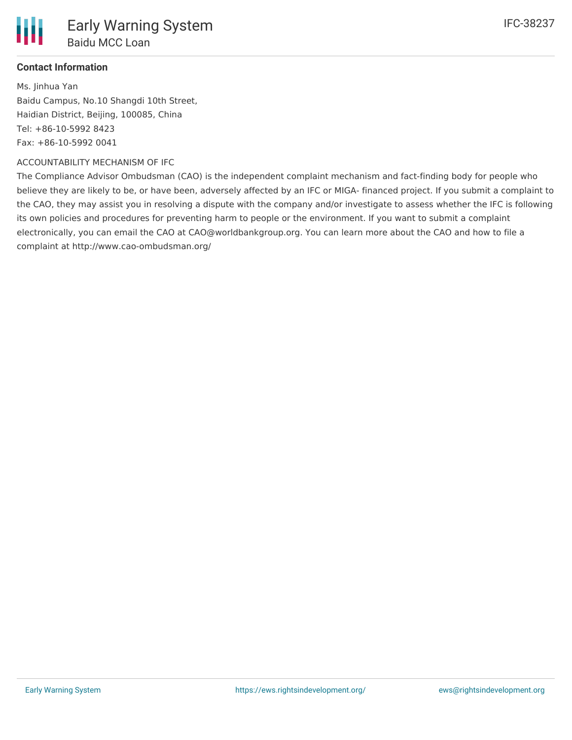**Contact Information**

Ms. Jinhua Yan
Baidu Campus, No.10 Shangdi 10th Street,
Haidian District, Beijing, 100085, China
Tel: +86-10-5992 8423
Fax: +86-10-5992 0041

ACCOUNTABILITY MECHANISM OF IFC

The Compliance Advisor Ombudsman (CAO) is the independent complaint mechanism and fact-finding body for people who believe they are likely to be, or have been, adversely affected by an IFC or MIGA- financed project. If you submit a complaint to the CAO, they may assist you in resolving a dispute with the company and/or investigate to assess whether the IFC is following its own policies and procedures for preventing harm to people or the environment. If you want to submit a complaint electronically, you can email the CAO at CAO@worldbankgroup.org. You can learn more about the CAO and how to file a complaint at http://www.cao-ombudsman.org/